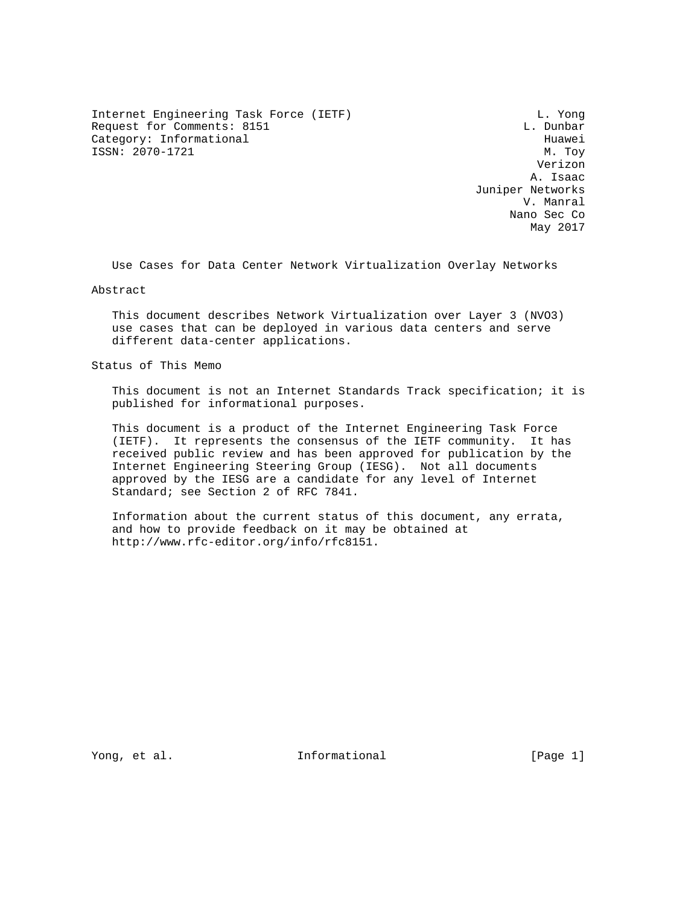Internet Engineering Task Force (IETF)
Request for Comments: 8151
Category: Informational
ISSN: 2070-1721

L. Yong
L. Dunbar
Huawei
M. Toy
Verizon
A. Isaac
Juniper Networks
V. Manral
Nano Sec Co
May 2017

# Use Cases for Data Center Network Virtualization Overlay Networks

## Abstract

This document describes Network Virtualization over Layer 3 (NVO3) use cases that can be deployed in various data centers and serve different data-center applications.

## Status of This Memo

This document is not an Internet Standards Track specification; it is published for informational purposes.

This document is a product of the Internet Engineering Task Force (IETF). It represents the consensus of the IETF community. It has received public review and has been approved for publication by the Internet Engineering Steering Group (IESG). Not all documents approved by the IESG are a candidate for any level of Internet Standard; see Section 2 of RFC 7841.

Information about the current status of this document, any errata, and how to provide feedback on it may be obtained at http://www.rfc-editor.org/info/rfc8151.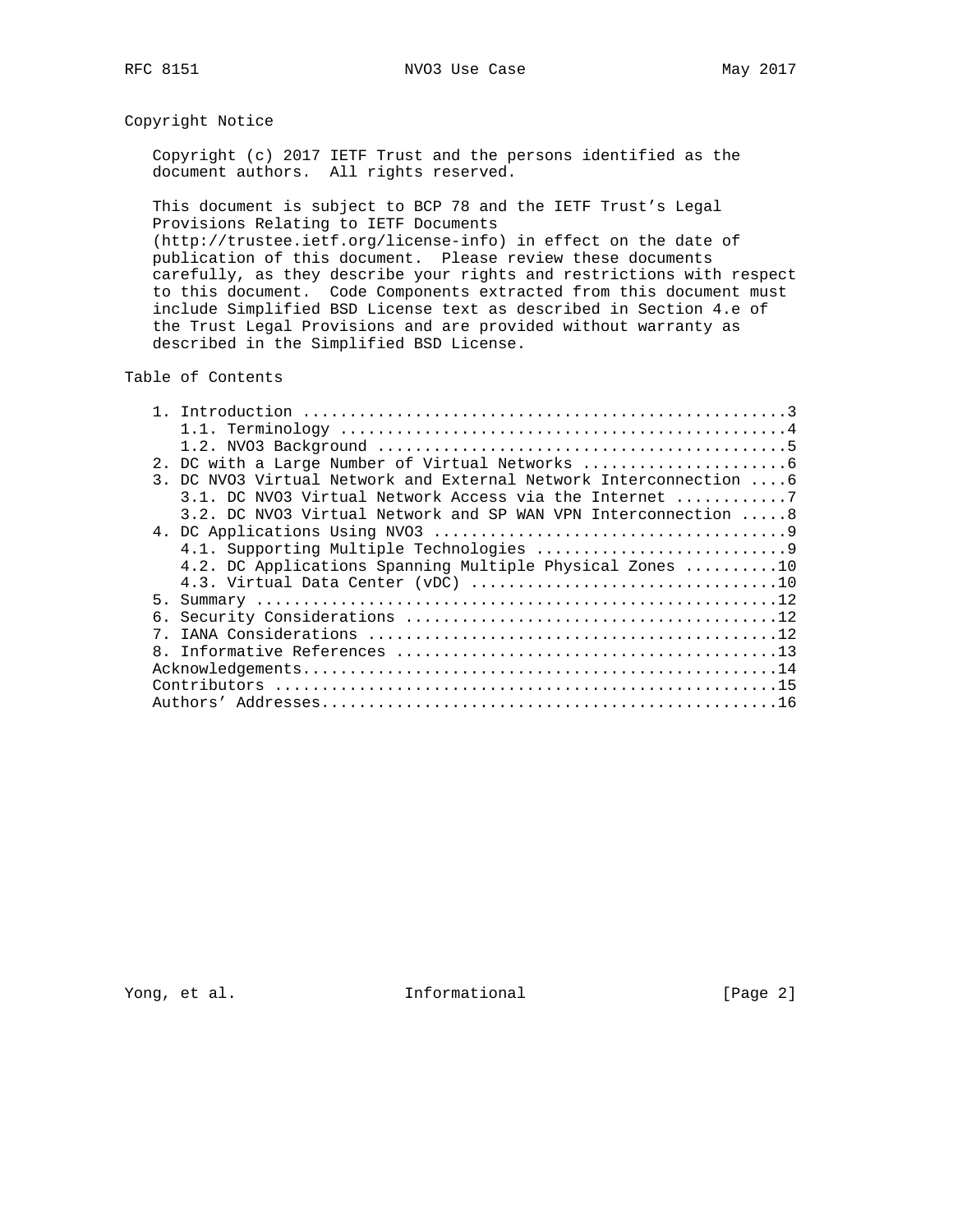## Copyright Notice

Copyright (c) 2017 IETF Trust and the persons identified as the document authors. All rights reserved.

This document is subject to BCP 78 and the IETF Trust's Legal Provisions Relating to IETF Documents (http://trustee.ietf.org/license-info) in effect on the date of publication of this document. Please review these documents carefully, as they describe your rights and restrictions with respect to this document. Code Components extracted from this document must include Simplified BSD License text as described in Section 4.e of the Trust Legal Provisions and are provided without warranty as described in the Simplified BSD License.

## Table of Contents

```
   1. Introduction ....................................................3
      1.1. Terminology ................................................4
      1.2. NVO3 Background ............................................5
   2. DC with a Large Number of Virtual Networks ......................6
   3. DC NVO3 Virtual Network and External Network Interconnection ....6
      3.1. DC NVO3 Virtual Network Access via the Internet ............7
      3.2. DC NVO3 Virtual Network and SP WAN VPN Interconnection .....8
   4. DC Applications Using NVO3 ......................................9
      4.1. Supporting Multiple Technologies ...........................9
      4.2. DC Applications Spanning Multiple Physical Zones ..........10
      4.3. Virtual Data Center (vDC) .................................10
   5. Summary ........................................................12
   6. Security Considerations ........................................12
   7. IANA Considerations ............................................12
   8. Informative References .........................................13
   Acknowledgements...................................................14
   Contributors ......................................................15
   Authors' Addresses.................................................16
```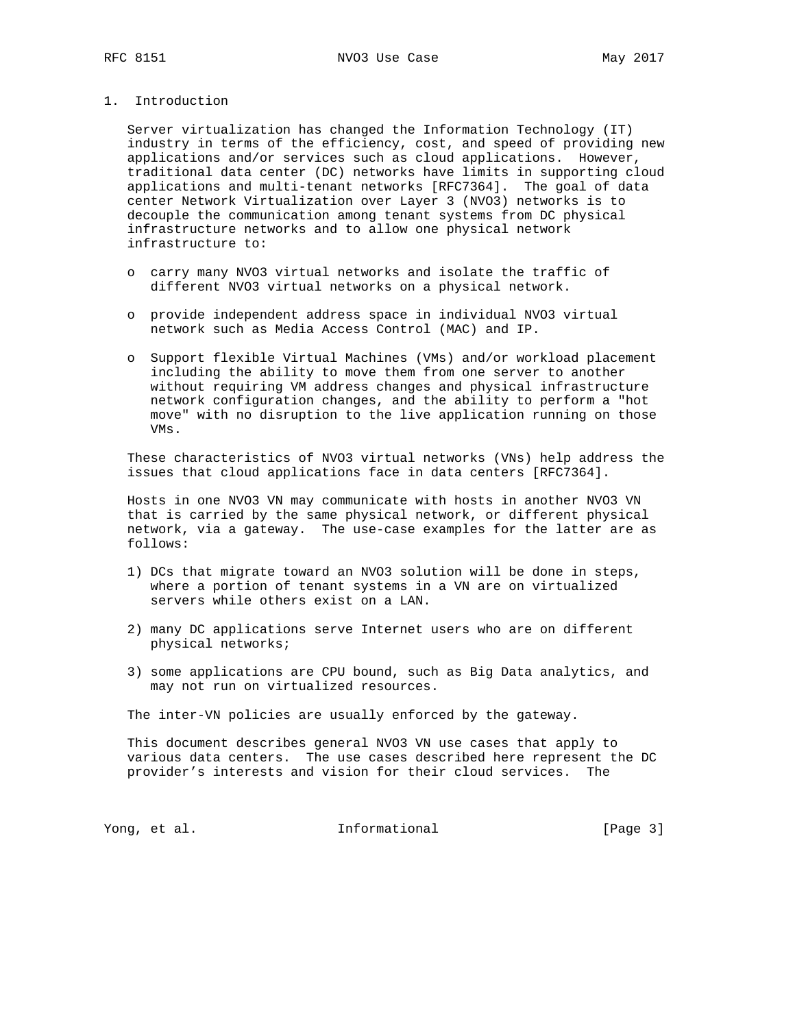# 1. Introduction

Server virtualization has changed the Information Technology (IT) industry in terms of the efficiency, cost, and speed of providing new applications and/or services such as cloud applications. However, traditional data center (DC) networks have limits in supporting cloud applications and multi-tenant networks [RFC7364]. The goal of data center Network Virtualization over Layer 3 (NVO3) networks is to decouple the communication among tenant systems from DC physical infrastructure networks and to allow one physical network infrastructure to:

- carry many NVO3 virtual networks and isolate the traffic of different NVO3 virtual networks on a physical network.
- provide independent address space in individual NVO3 virtual network such as Media Access Control (MAC) and IP.
- Support flexible Virtual Machines (VMs) and/or workload placement including the ability to move them from one server to another without requiring VM address changes and physical infrastructure network configuration changes, and the ability to perform a "hot move" with no disruption to the live application running on those VMs.

These characteristics of NVO3 virtual networks (VNs) help address the issues that cloud applications face in data centers [RFC7364].

Hosts in one NVO3 VN may communicate with hosts in another NVO3 VN that is carried by the same physical network, or different physical network, via a gateway. The use-case examples for the latter are as follows:

1) DCs that migrate toward an NVO3 solution will be done in steps, where a portion of tenant systems in a VN are on virtualized servers while others exist on a LAN.
2) many DC applications serve Internet users who are on different physical networks;
3) some applications are CPU bound, such as Big Data analytics, and may not run on virtualized resources.

The inter-VN policies are usually enforced by the gateway.

This document describes general NVO3 VN use cases that apply to various data centers. The use cases described here represent the DC provider's interests and vision for their cloud services. The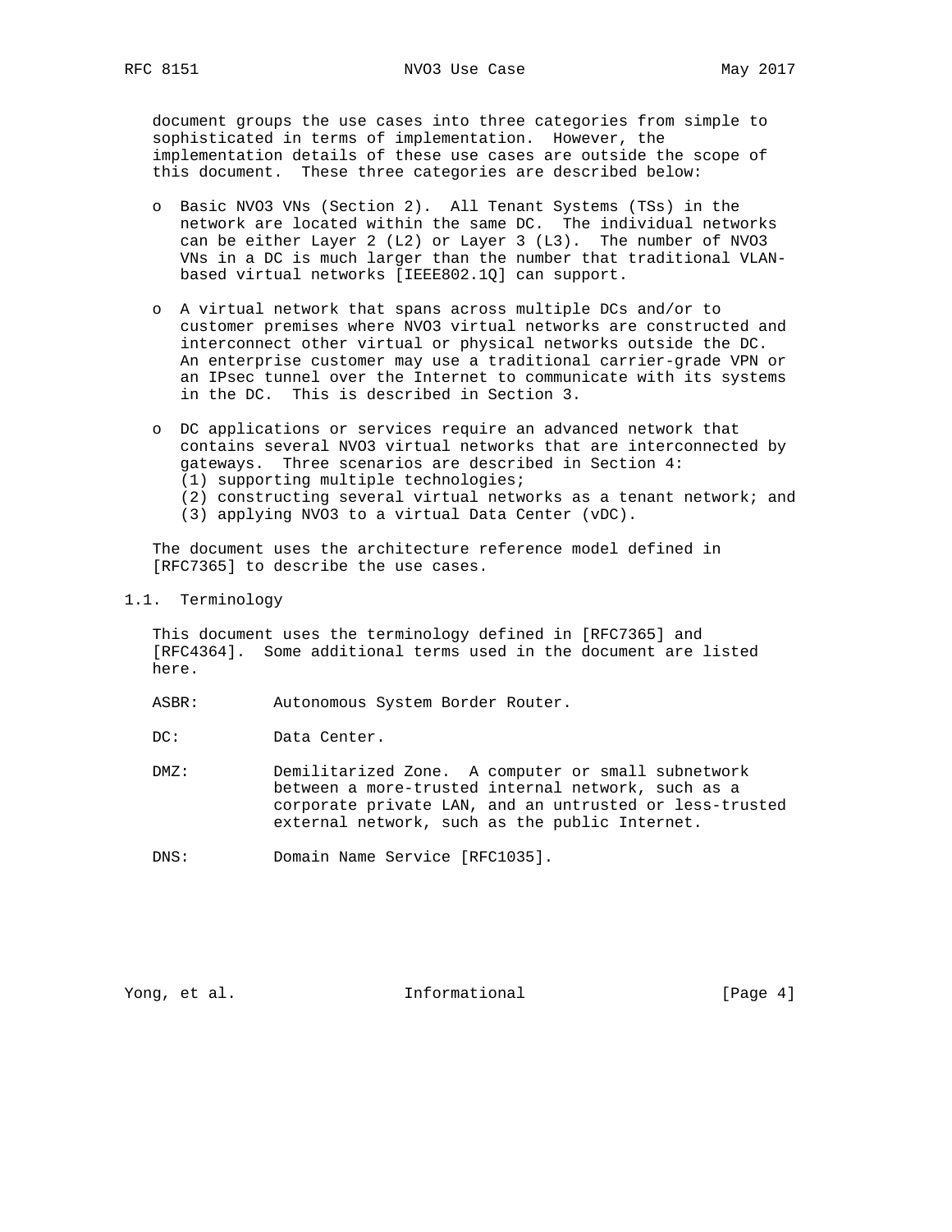document groups the use cases into three categories from simple to sophisticated in terms of implementation. However, the implementation details of these use cases are outside the scope of this document. These three categories are described below:

- Basic NVO3 VNs (Section 2). All Tenant Systems (TSs) in the network are located within the same DC. The individual networks can be either Layer 2 (L2) or Layer 3 (L3). The number of NVO3 VNs in a DC is much larger than the number that traditional VLAN-based virtual networks [IEEE802.1Q] can support.

- A virtual network that spans across multiple DCs and/or to customer premises where NVO3 virtual networks are constructed and interconnect other virtual or physical networks outside the DC. An enterprise customer may use a traditional carrier-grade VPN or an IPsec tunnel over the Internet to communicate with its systems in the DC. This is described in Section 3.

- DC applications or services require an advanced network that contains several NVO3 virtual networks that are interconnected by gateways. Three scenarios are described in Section 4:
  (1) supporting multiple technologies;
  (2) constructing several virtual networks as a tenant network; and
  (3) applying NVO3 to a virtual Data Center (vDC).

The document uses the architecture reference model defined in [RFC7365] to describe the use cases.

## 1.1. Terminology

This document uses the terminology defined in [RFC7365] and [RFC4364]. Some additional terms used in the document are listed here.

ASBR: Autonomous System Border Router.

DC: Data Center.

DMZ: Demilitarized Zone. A computer or small subnetwork between a more-trusted internal network, such as a corporate private LAN, and an untrusted or less-trusted external network, such as the public Internet.

DNS: Domain Name Service [RFC1035].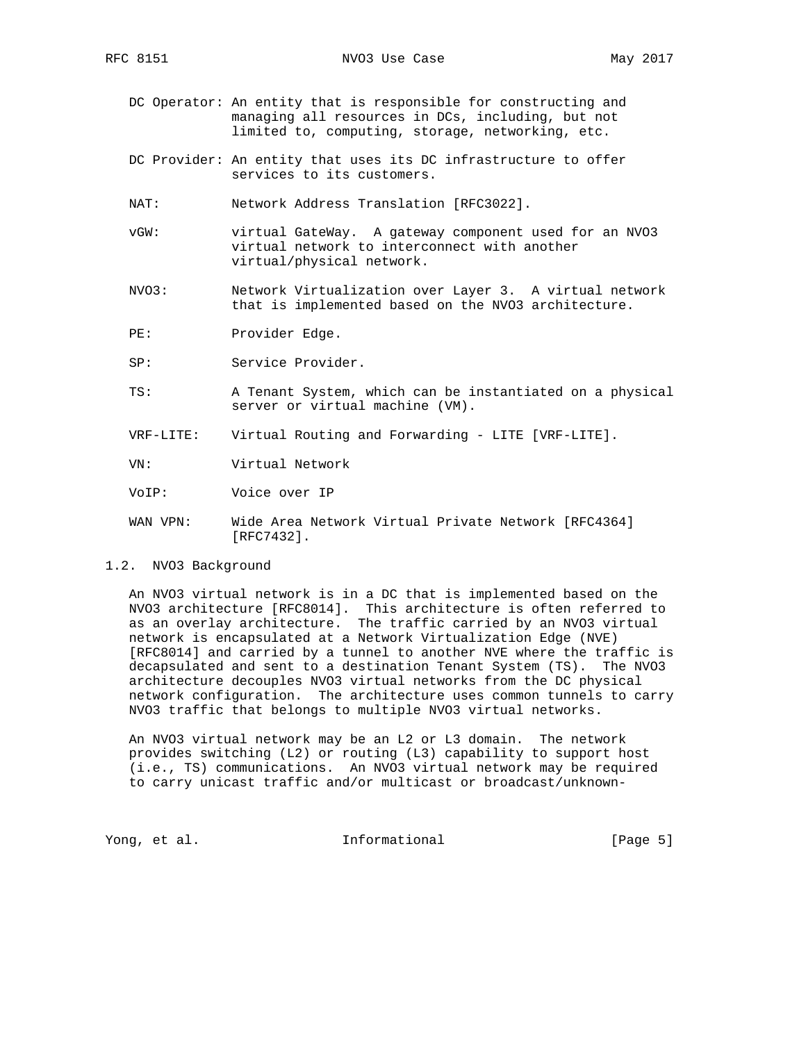DC Operator: An entity that is responsible for constructing and managing all resources in DCs, including, but not limited to, computing, storage, networking, etc.

DC Provider: An entity that uses its DC infrastructure to offer services to its customers.

NAT: Network Address Translation [RFC3022].

vGW: virtual GateWay. A gateway component used for an NVO3 virtual network to interconnect with another virtual/physical network.

NVO3: Network Virtualization over Layer 3. A virtual network that is implemented based on the NVO3 architecture.

PE: Provider Edge.

SP: Service Provider.

TS: A Tenant System, which can be instantiated on a physical server or virtual machine (VM).

VRF-LITE: Virtual Routing and Forwarding - LITE [VRF-LITE].

VN: Virtual Network

VoIP: Voice over IP

WAN VPN: Wide Area Network Virtual Private Network [RFC4364] [RFC7432].

### 1.2. NVO3 Background

An NVO3 virtual network is in a DC that is implemented based on the NVO3 architecture [RFC8014]. This architecture is often referred to as an overlay architecture. The traffic carried by an NVO3 virtual network is encapsulated at a Network Virtualization Edge (NVE) [RFC8014] and carried by a tunnel to another NVE where the traffic is decapsulated and sent to a destination Tenant System (TS). The NVO3 architecture decouples NVO3 virtual networks from the DC physical network configuration. The architecture uses common tunnels to carry NVO3 traffic that belongs to multiple NVO3 virtual networks.

An NVO3 virtual network may be an L2 or L3 domain. The network provides switching (L2) or routing (L3) capability to support host (i.e., TS) communications. An NVO3 virtual network may be required to carry unicast traffic and/or multicast or broadcast/unknown-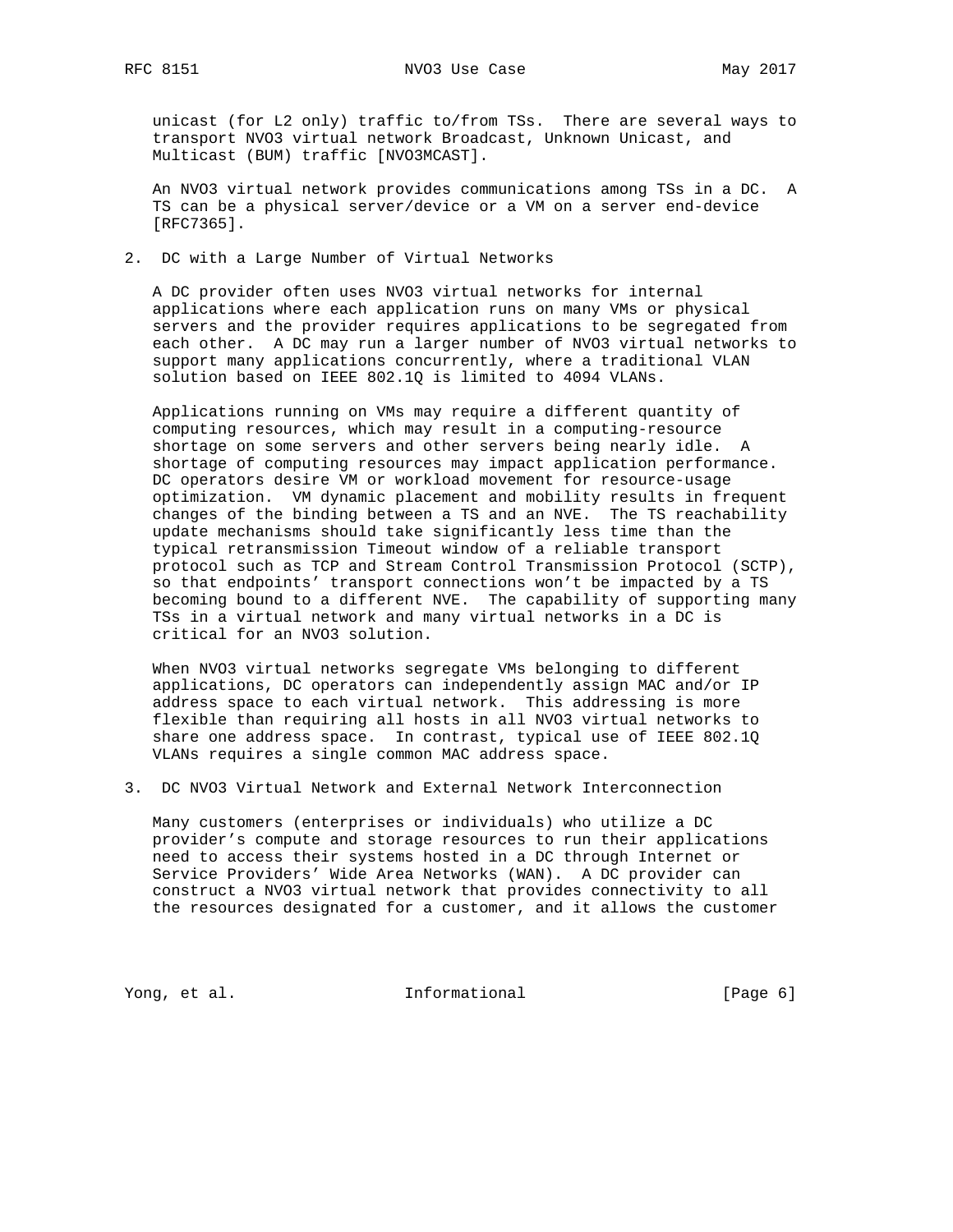unicast (for L2 only) traffic to/from TSs. There are several ways to transport NVO3 virtual network Broadcast, Unknown Unicast, and Multicast (BUM) traffic [NVO3MCAST].

An NVO3 virtual network provides communications among TSs in a DC. A TS can be a physical server/device or a VM on a server end-device [RFC7365].

## 2. DC with a Large Number of Virtual Networks

A DC provider often uses NVO3 virtual networks for internal applications where each application runs on many VMs or physical servers and the provider requires applications to be segregated from each other. A DC may run a larger number of NVO3 virtual networks to support many applications concurrently, where a traditional VLAN solution based on IEEE 802.1Q is limited to 4094 VLANs.

Applications running on VMs may require a different quantity of computing resources, which may result in a computing-resource shortage on some servers and other servers being nearly idle. A shortage of computing resources may impact application performance. DC operators desire VM or workload movement for resource-usage optimization. VM dynamic placement and mobility results in frequent changes of the binding between a TS and an NVE. The TS reachability update mechanisms should take significantly less time than the typical retransmission Timeout window of a reliable transport protocol such as TCP and Stream Control Transmission Protocol (SCTP), so that endpoints' transport connections won't be impacted by a TS becoming bound to a different NVE. The capability of supporting many TSs in a virtual network and many virtual networks in a DC is critical for an NVO3 solution.

When NVO3 virtual networks segregate VMs belonging to different applications, DC operators can independently assign MAC and/or IP address space to each virtual network. This addressing is more flexible than requiring all hosts in all NVO3 virtual networks to share one address space. In contrast, typical use of IEEE 802.1Q VLANs requires a single common MAC address space.

## 3. DC NVO3 Virtual Network and External Network Interconnection

Many customers (enterprises or individuals) who utilize a DC provider's compute and storage resources to run their applications need to access their systems hosted in a DC through Internet or Service Providers' Wide Area Networks (WAN). A DC provider can construct a NVO3 virtual network that provides connectivity to all the resources designated for a customer, and it allows the customer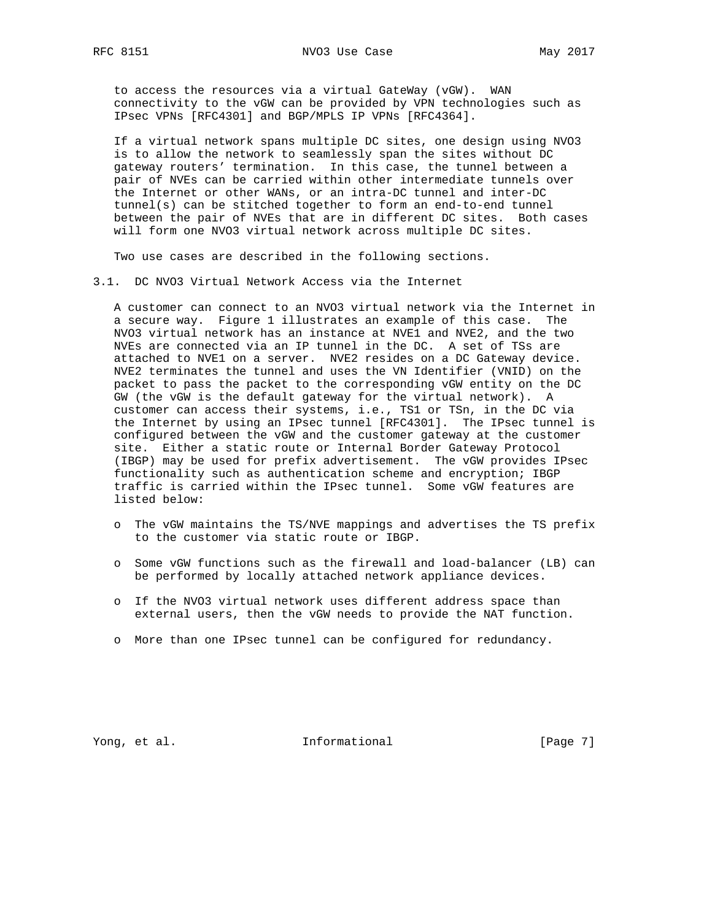to access the resources via a virtual GateWay (vGW). WAN connectivity to the vGW can be provided by VPN technologies such as IPsec VPNs [RFC4301] and BGP/MPLS IP VPNs [RFC4364].

If a virtual network spans multiple DC sites, one design using NVO3 is to allow the network to seamlessly span the sites without DC gateway routers' termination. In this case, the tunnel between a pair of NVEs can be carried within other intermediate tunnels over the Internet or other WANs, or an intra-DC tunnel and inter-DC tunnel(s) can be stitched together to form an end-to-end tunnel between the pair of NVEs that are in different DC sites. Both cases will form one NVO3 virtual network across multiple DC sites.

Two use cases are described in the following sections.

### 3.1. DC NVO3 Virtual Network Access via the Internet

A customer can connect to an NVO3 virtual network via the Internet in a secure way. Figure 1 illustrates an example of this case. The NVO3 virtual network has an instance at NVE1 and NVE2, and the two NVEs are connected via an IP tunnel in the DC. A set of TSs are attached to NVE1 on a server. NVE2 resides on a DC Gateway device. NVE2 terminates the tunnel and uses the VN Identifier (VNID) on the packet to pass the packet to the corresponding vGW entity on the DC GW (the vGW is the default gateway for the virtual network). A customer can access their systems, i.e., TS1 or TSn, in the DC via the Internet by using an IPsec tunnel [RFC4301]. The IPsec tunnel is configured between the vGW and the customer gateway at the customer site. Either a static route or Internal Border Gateway Protocol (IBGP) may be used for prefix advertisement. The vGW provides IPsec functionality such as authentication scheme and encryption; IBGP traffic is carried within the IPsec tunnel. Some vGW features are listed below:

- The vGW maintains the TS/NVE mappings and advertises the TS prefix to the customer via static route or IBGP.
- Some vGW functions such as the firewall and load-balancer (LB) can be performed by locally attached network appliance devices.
- If the NVO3 virtual network uses different address space than external users, then the vGW needs to provide the NAT function.
- More than one IPsec tunnel can be configured for redundancy.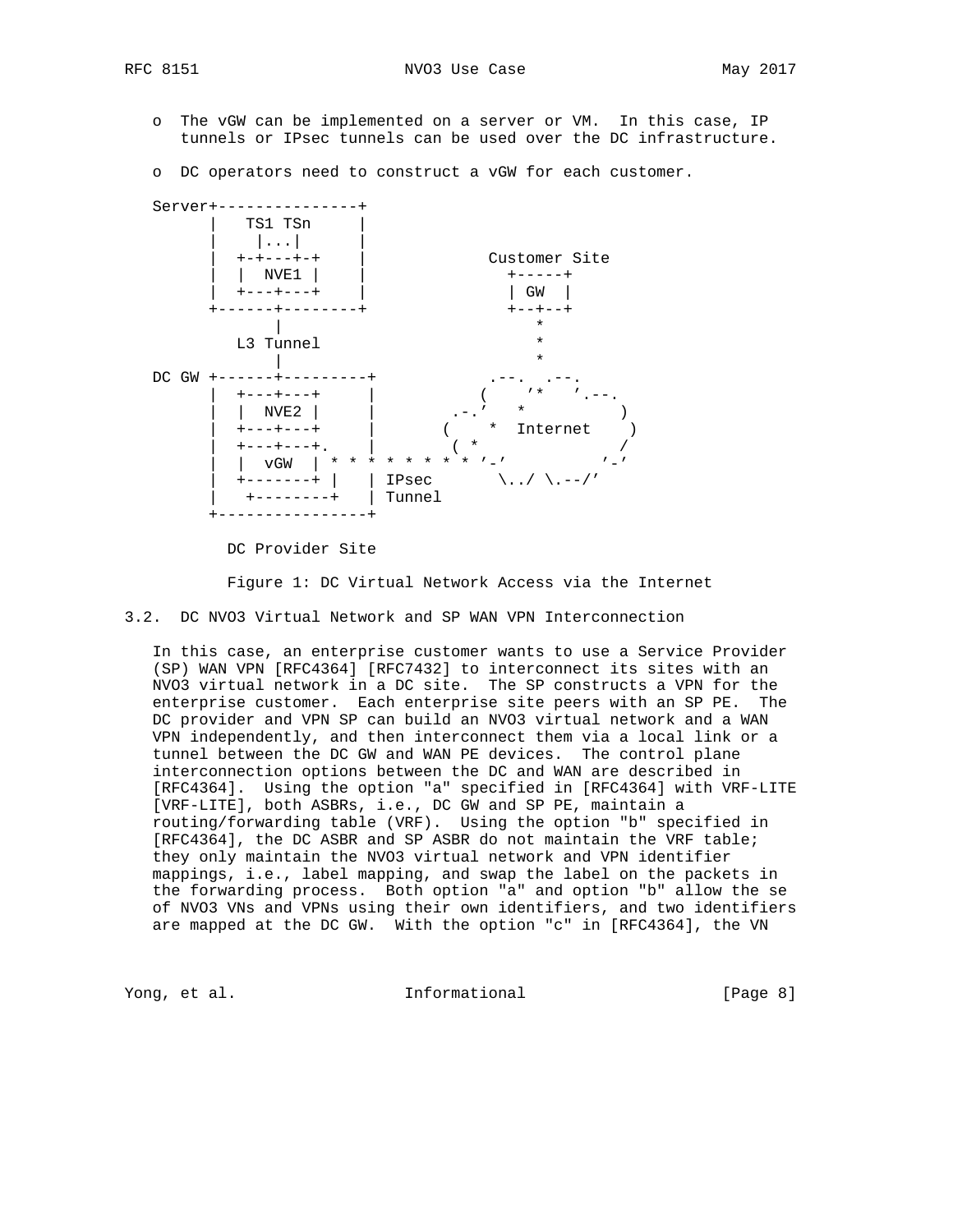- o The vGW can be implemented on a server or VM. In this case, IP tunnels or IPsec tunnels can be used over the DC infrastructure.

- o DC operators need to construct a vGW for each customer.

```
   Server+---------------+
         |   TS1 TSn     |
         |    |...|      |
         |  +-+---+-+    |             Customer Site
         |  |  NVE1 |    |               +-----+
         |  +---+---+    |               | GW  |
         +------+--------+               +--+--+
                |                           *
            L3 Tunnel                       *
                |                           *
   DC GW +------+---------+            .--.  .--.
         |  +---+---+     |           (    '*   '.--.
         |  |  NVE2 |     |        .-.'    *         )
         |  +---+---+     |       (     *  Internet    )
         |  +---+---+.    |        ( *                /
         |  |  vGW  | * * * * * * * * '-'           '-'
         |  +-------+ |   | IPsec       \../ \.--/'
         |   +--------+   | Tunnel
         +----------------+

            DC Provider Site
```

Figure 1: DC Virtual Network Access via the Internet

## 3.2. DC NVO3 Virtual Network and SP WAN VPN Interconnection

In this case, an enterprise customer wants to use a Service Provider (SP) WAN VPN [RFC4364] [RFC7432] to interconnect its sites with an NVO3 virtual network in a DC site. The SP constructs a VPN for the enterprise customer. Each enterprise site peers with an SP PE. The DC provider and VPN SP can build an NVO3 virtual network and a WAN VPN independently, and then interconnect them via a local link or a tunnel between the DC GW and WAN PE devices. The control plane interconnection options between the DC and WAN are described in [RFC4364]. Using the option "a" specified in [RFC4364] with VRF-LITE [VRF-LITE], both ASBRs, i.e., DC GW and SP PE, maintain a routing/forwarding table (VRF). Using the option "b" specified in [RFC4364], the DC ASBR and SP ASBR do not maintain the VRF table; they only maintain the NVO3 virtual network and VPN identifier mappings, i.e., label mapping, and swap the label on the packets in the forwarding process. Both option "a" and option "b" allow the se of NVO3 VNs and VPNs using their own identifiers, and two identifiers are mapped at the DC GW. With the option "c" in [RFC4364], the VN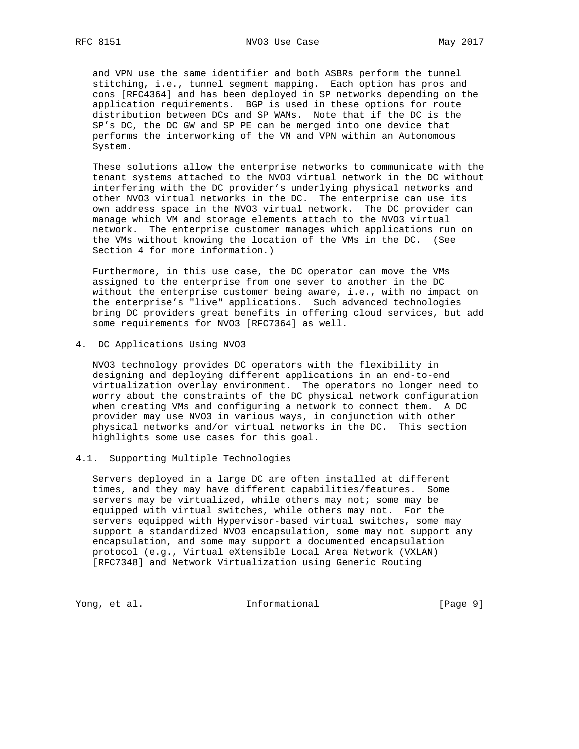and VPN use the same identifier and both ASBRs perform the tunnel stitching, i.e., tunnel segment mapping. Each option has pros and cons [RFC4364] and has been deployed in SP networks depending on the application requirements. BGP is used in these options for route distribution between DCs and SP WANs. Note that if the DC is the SP's DC, the DC GW and SP PE can be merged into one device that performs the interworking of the VN and VPN within an Autonomous System.

These solutions allow the enterprise networks to communicate with the tenant systems attached to the NVO3 virtual network in the DC without interfering with the DC provider's underlying physical networks and other NVO3 virtual networks in the DC. The enterprise can use its own address space in the NVO3 virtual network. The DC provider can manage which VM and storage elements attach to the NVO3 virtual network. The enterprise customer manages which applications run on the VMs without knowing the location of the VMs in the DC. (See Section 4 for more information.)

Furthermore, in this use case, the DC operator can move the VMs assigned to the enterprise from one sever to another in the DC without the enterprise customer being aware, i.e., with no impact on the enterprise's "live" applications. Such advanced technologies bring DC providers great benefits in offering cloud services, but add some requirements for NVO3 [RFC7364] as well.

## 4. DC Applications Using NVO3

NVO3 technology provides DC operators with the flexibility in designing and deploying different applications in an end-to-end virtualization overlay environment. The operators no longer need to worry about the constraints of the DC physical network configuration when creating VMs and configuring a network to connect them. A DC provider may use NVO3 in various ways, in conjunction with other physical networks and/or virtual networks in the DC. This section highlights some use cases for this goal.

### 4.1. Supporting Multiple Technologies

Servers deployed in a large DC are often installed at different times, and they may have different capabilities/features. Some servers may be virtualized, while others may not; some may be equipped with virtual switches, while others may not. For the servers equipped with Hypervisor-based virtual switches, some may support a standardized NVO3 encapsulation, some may not support any encapsulation, and some may support a documented encapsulation protocol (e.g., Virtual eXtensible Local Area Network (VXLAN) [RFC7348] and Network Virtualization using Generic Routing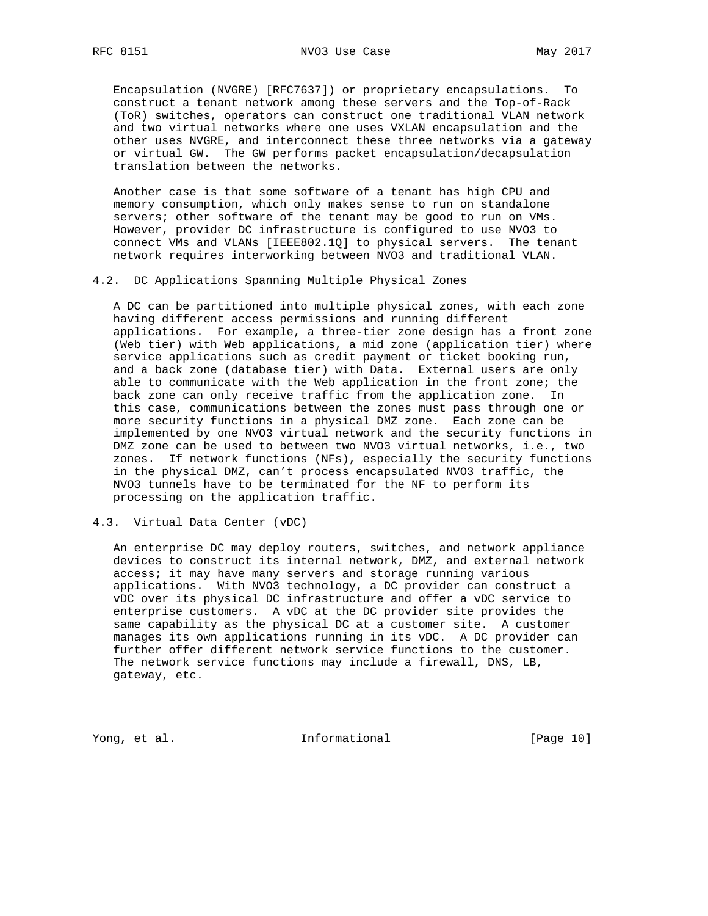Encapsulation (NVGRE) [RFC7637]) or proprietary encapsulations. To construct a tenant network among these servers and the Top-of-Rack (ToR) switches, operators can construct one traditional VLAN network and two virtual networks where one uses VXLAN encapsulation and the other uses NVGRE, and interconnect these three networks via a gateway or virtual GW. The GW performs packet encapsulation/decapsulation translation between the networks.

Another case is that some software of a tenant has high CPU and memory consumption, which only makes sense to run on standalone servers; other software of the tenant may be good to run on VMs. However, provider DC infrastructure is configured to use NVO3 to connect VMs and VLANs [IEEE802.1Q] to physical servers. The tenant network requires interworking between NVO3 and traditional VLAN.

## 4.2. DC Applications Spanning Multiple Physical Zones

A DC can be partitioned into multiple physical zones, with each zone having different access permissions and running different applications. For example, a three-tier zone design has a front zone (Web tier) with Web applications, a mid zone (application tier) where service applications such as credit payment or ticket booking run, and a back zone (database tier) with Data. External users are only able to communicate with the Web application in the front zone; the back zone can only receive traffic from the application zone. In this case, communications between the zones must pass through one or more security functions in a physical DMZ zone. Each zone can be implemented by one NVO3 virtual network and the security functions in DMZ zone can be used to between two NVO3 virtual networks, i.e., two zones. If network functions (NFs), especially the security functions in the physical DMZ, can't process encapsulated NVO3 traffic, the NVO3 tunnels have to be terminated for the NF to perform its processing on the application traffic.

## 4.3. Virtual Data Center (vDC)

An enterprise DC may deploy routers, switches, and network appliance devices to construct its internal network, DMZ, and external network access; it may have many servers and storage running various applications. With NVO3 technology, a DC provider can construct a vDC over its physical DC infrastructure and offer a vDC service to enterprise customers. A vDC at the DC provider site provides the same capability as the physical DC at a customer site. A customer manages its own applications running in its vDC. A DC provider can further offer different network service functions to the customer. The network service functions may include a firewall, DNS, LB, gateway, etc.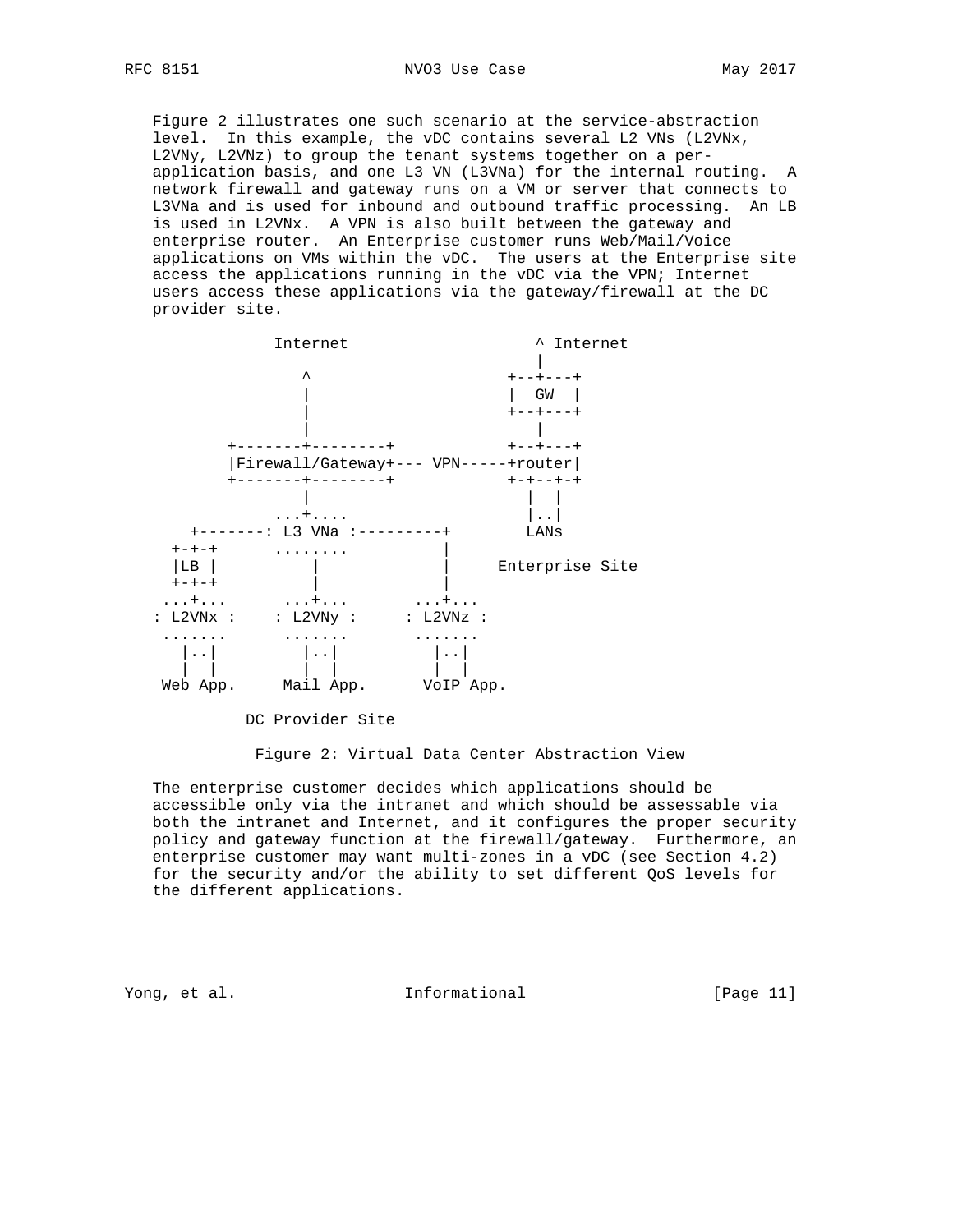Figure 2 illustrates one such scenario at the service-abstraction level. In this example, the vDC contains several L2 VNs (L2VNx, L2VNy, L2VNz) to group the tenant systems together on a per-application basis, and one L3 VN (L3VNa) for the internal routing. A network firewall and gateway runs on a VM or server that connects to L3VNa and is used for inbound and outbound traffic processing. An LB is used in L2VNx. A VPN is also built between the gateway and enterprise router. An Enterprise customer runs Web/Mail/Voice applications on VMs within the vDC. The users at the Enterprise site access the applications running in the vDC via the VPN; Internet users access these applications via the gateway/firewall at the DC provider site.

```
               Internet                   ^ Internet
                                          |
                  ^                    +--+---+
                  |                    |  GW  |
                  |                    +--+---+
                  |                       |
          +-------+--------+           +--+---+
          |Firewall/Gateway+--- VPN-----+router|
          +-------+--------+           +-+--+-+
                  |                      |  |
               ...+....                  |..|
      +-------: L3 VNa :---------+        LANs
    +-+-+      ........          |
    |LB |          |             |     Enterprise Site
    +-+-+          |             |
   ...+...      ...+...       ...+...
   : L2VNx :    : L2VNy :     : L2VNz :
    .......      .......       .......
      |..|         |..|          |..|
      |  |         |  |          |  |
    Web App.     Mail App.      VoIP App.

            DC Provider Site
```

Figure 2: Virtual Data Center Abstraction View

The enterprise customer decides which applications should be accessible only via the intranet and which should be assessable via both the intranet and Internet, and it configures the proper security policy and gateway function at the firewall/gateway. Furthermore, an enterprise customer may want multi-zones in a vDC (see Section 4.2) for the security and/or the ability to set different QoS levels for the different applications.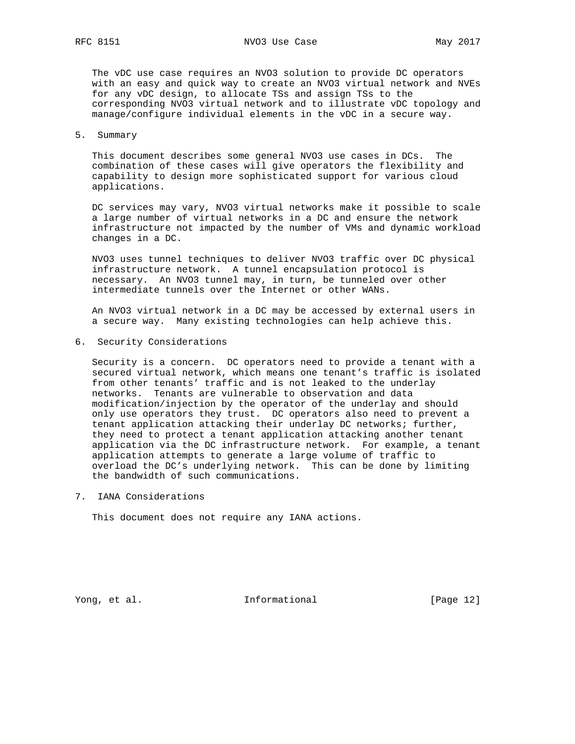The vDC use case requires an NVO3 solution to provide DC operators with an easy and quick way to create an NVO3 virtual network and NVEs for any vDC design, to allocate TSs and assign TSs to the corresponding NVO3 virtual network and to illustrate vDC topology and manage/configure individual elements in the vDC in a secure way.

## 5. Summary

This document describes some general NVO3 use cases in DCs. The combination of these cases will give operators the flexibility and capability to design more sophisticated support for various cloud applications.

DC services may vary, NVO3 virtual networks make it possible to scale a large number of virtual networks in a DC and ensure the network infrastructure not impacted by the number of VMs and dynamic workload changes in a DC.

NVO3 uses tunnel techniques to deliver NVO3 traffic over DC physical infrastructure network. A tunnel encapsulation protocol is necessary. An NVO3 tunnel may, in turn, be tunneled over other intermediate tunnels over the Internet or other WANs.

An NVO3 virtual network in a DC may be accessed by external users in a secure way. Many existing technologies can help achieve this.

## 6. Security Considerations

Security is a concern. DC operators need to provide a tenant with a secured virtual network, which means one tenant's traffic is isolated from other tenants' traffic and is not leaked to the underlay networks. Tenants are vulnerable to observation and data modification/injection by the operator of the underlay and should only use operators they trust. DC operators also need to prevent a tenant application attacking their underlay DC networks; further, they need to protect a tenant application attacking another tenant application via the DC infrastructure network. For example, a tenant application attempts to generate a large volume of traffic to overload the DC's underlying network. This can be done by limiting the bandwidth of such communications.

## 7. IANA Considerations

This document does not require any IANA actions.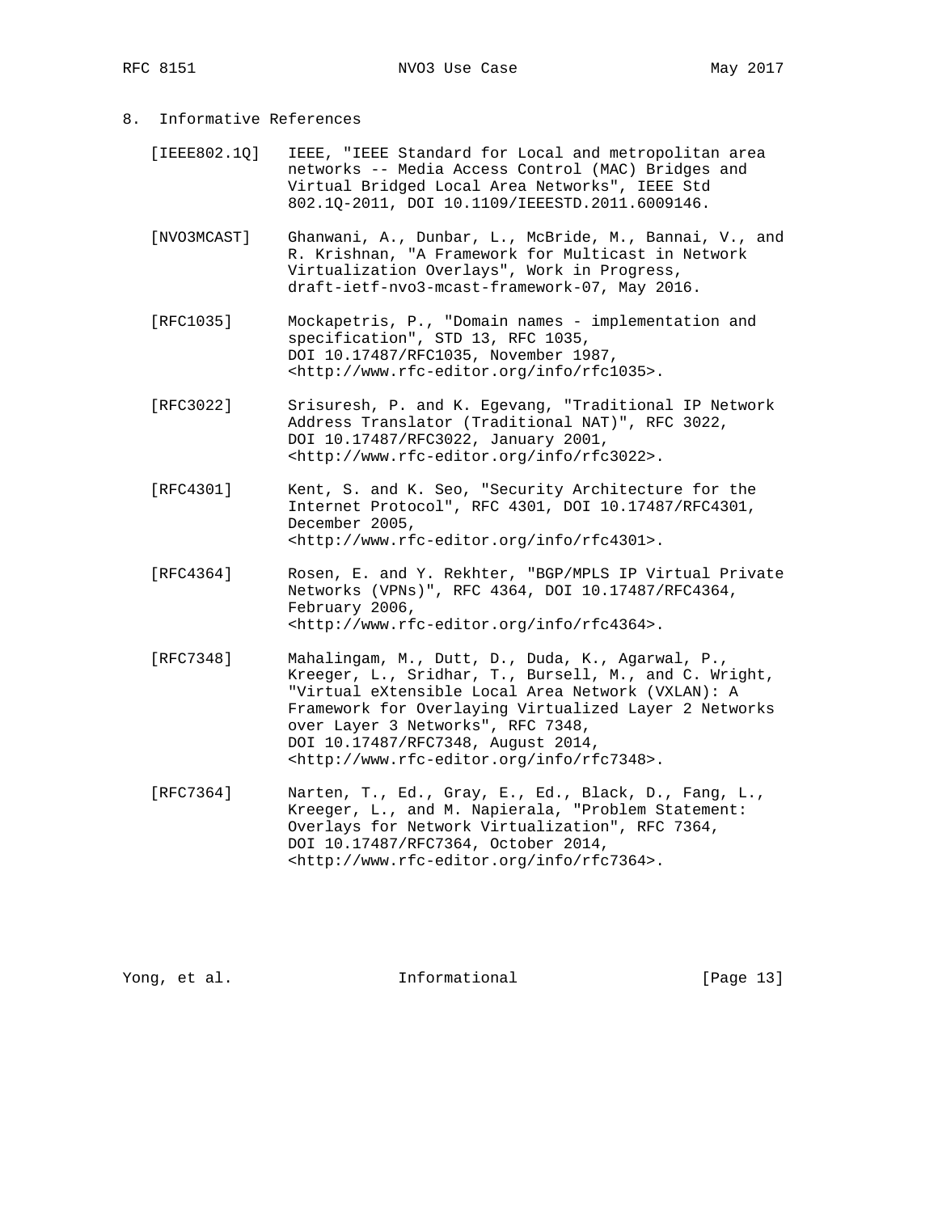## 8. Informative References

[IEEE802.1Q] IEEE, "IEEE Standard for Local and metropolitan area networks -- Media Access Control (MAC) Bridges and Virtual Bridged Local Area Networks", IEEE Std 802.1Q-2011, DOI 10.1109/IEEESTD.2011.6009146.

[NVO3MCAST] Ghanwani, A., Dunbar, L., McBride, M., Bannai, V., and R. Krishnan, "A Framework for Multicast in Network Virtualization Overlays", Work in Progress, draft-ietf-nvo3-mcast-framework-07, May 2016.

[RFC1035] Mockapetris, P., "Domain names - implementation and specification", STD 13, RFC 1035, DOI 10.17487/RFC1035, November 1987, <http://www.rfc-editor.org/info/rfc1035>.

[RFC3022] Srisuresh, P. and K. Egevang, "Traditional IP Network Address Translator (Traditional NAT)", RFC 3022, DOI 10.17487/RFC3022, January 2001, <http://www.rfc-editor.org/info/rfc3022>.

[RFC4301] Kent, S. and K. Seo, "Security Architecture for the Internet Protocol", RFC 4301, DOI 10.17487/RFC4301, December 2005, <http://www.rfc-editor.org/info/rfc4301>.

[RFC4364] Rosen, E. and Y. Rekhter, "BGP/MPLS IP Virtual Private Networks (VPNs)", RFC 4364, DOI 10.17487/RFC4364, February 2006, <http://www.rfc-editor.org/info/rfc4364>.

[RFC7348] Mahalingam, M., Dutt, D., Duda, K., Agarwal, P., Kreeger, L., Sridhar, T., Bursell, M., and C. Wright, "Virtual eXtensible Local Area Network (VXLAN): A Framework for Overlaying Virtualized Layer 2 Networks over Layer 3 Networks", RFC 7348, DOI 10.17487/RFC7348, August 2014, <http://www.rfc-editor.org/info/rfc7348>.

[RFC7364] Narten, T., Ed., Gray, E., Ed., Black, D., Fang, L., Kreeger, L., and M. Napierala, "Problem Statement: Overlays for Network Virtualization", RFC 7364, DOI 10.17487/RFC7364, October 2014, <http://www.rfc-editor.org/info/rfc7364>.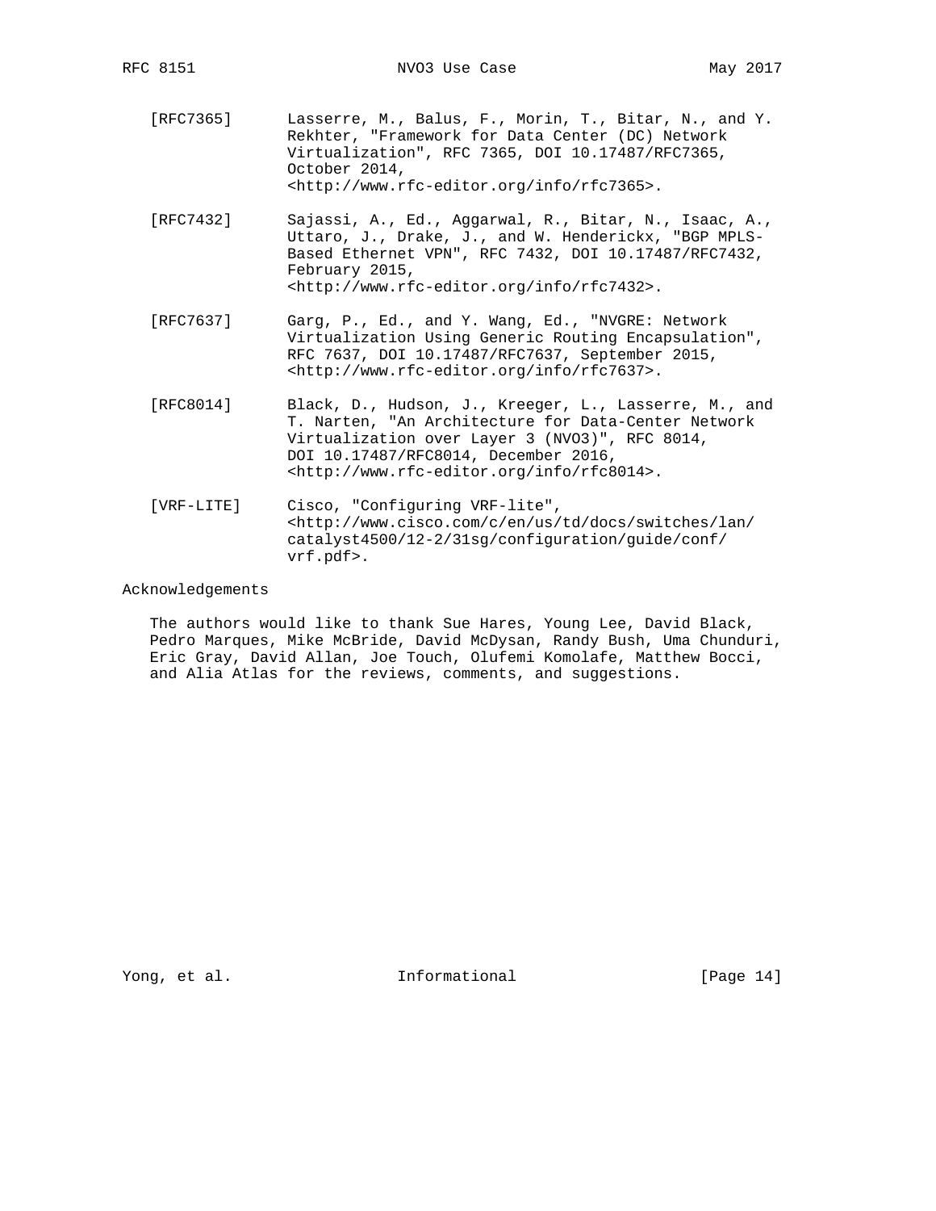[RFC7365] Lasserre, M., Balus, F., Morin, T., Bitar, N., and Y. Rekhter, "Framework for Data Center (DC) Network Virtualization", RFC 7365, DOI 10.17487/RFC7365, October 2014, <http://www.rfc-editor.org/info/rfc7365>.

[RFC7432] Sajassi, A., Ed., Aggarwal, R., Bitar, N., Isaac, A., Uttaro, J., Drake, J., and W. Henderickx, "BGP MPLS-Based Ethernet VPN", RFC 7432, DOI 10.17487/RFC7432, February 2015, <http://www.rfc-editor.org/info/rfc7432>.

[RFC7637] Garg, P., Ed., and Y. Wang, Ed., "NVGRE: Network Virtualization Using Generic Routing Encapsulation", RFC 7637, DOI 10.17487/RFC7637, September 2015, <http://www.rfc-editor.org/info/rfc7637>.

[RFC8014] Black, D., Hudson, J., Kreeger, L., Lasserre, M., and T. Narten, "An Architecture for Data-Center Network Virtualization over Layer 3 (NVO3)", RFC 8014, DOI 10.17487/RFC8014, December 2016, <http://www.rfc-editor.org/info/rfc8014>.

[VRF-LITE] Cisco, "Configuring VRF-lite", <http://www.cisco.com/c/en/us/td/docs/switches/lan/catalyst4500/12-2/31sg/configuration/guide/conf/vrf.pdf>.

## Acknowledgements

The authors would like to thank Sue Hares, Young Lee, David Black, Pedro Marques, Mike McBride, David McDysan, Randy Bush, Uma Chunduri, Eric Gray, David Allan, Joe Touch, Olufemi Komolafe, Matthew Bocci, and Alia Atlas for the reviews, comments, and suggestions.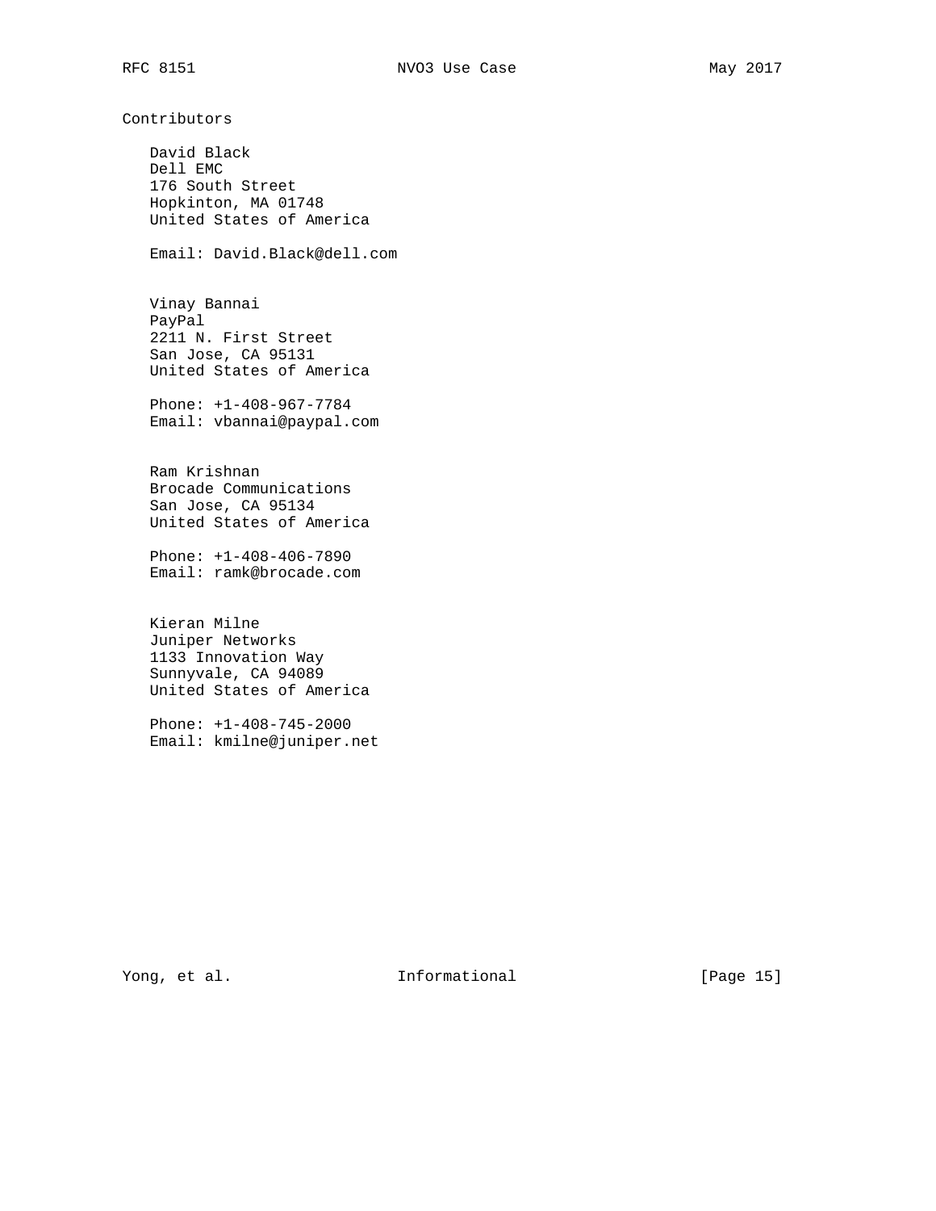## Contributors

David Black
Dell EMC
176 South Street
Hopkinton, MA 01748
United States of America

Email: David.Black@dell.com

Vinay Bannai
PayPal
2211 N. First Street
San Jose, CA 95131
United States of America

Phone: +1-408-967-7784
Email: vbannai@paypal.com

Ram Krishnan
Brocade Communications
San Jose, CA 95134
United States of America

Phone: +1-408-406-7890
Email: ramk@brocade.com

Kieran Milne
Juniper Networks
1133 Innovation Way
Sunnyvale, CA 94089
United States of America

Phone: +1-408-745-2000
Email: kmilne@juniper.net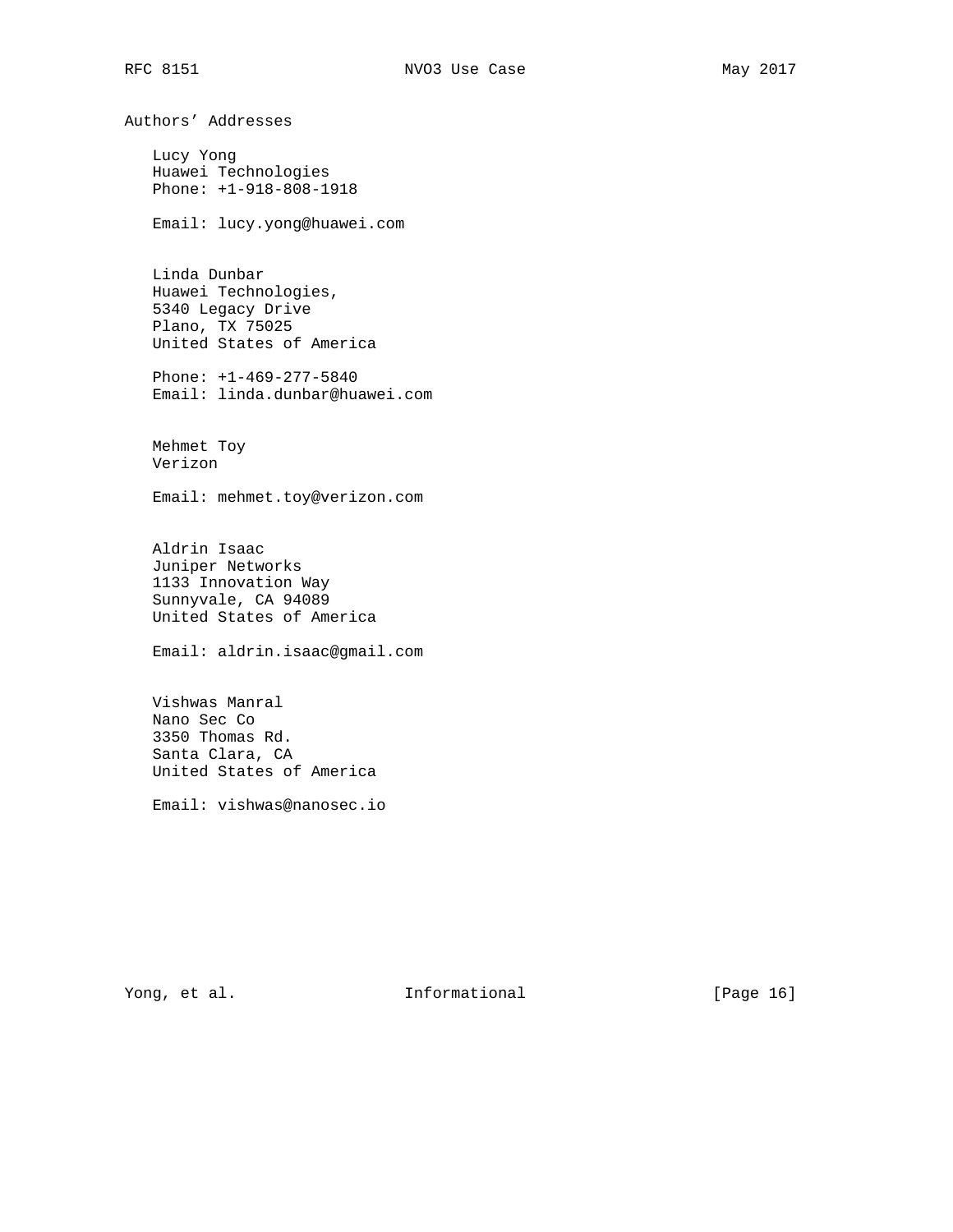## Authors' Addresses

Lucy Yong
Huawei Technologies
Phone: +1-918-808-1918

Email: lucy.yong@huawei.com

Linda Dunbar
Huawei Technologies,
5340 Legacy Drive
Plano, TX 75025
United States of America

Phone: +1-469-277-5840
Email: linda.dunbar@huawei.com

Mehmet Toy
Verizon

Email: mehmet.toy@verizon.com

Aldrin Isaac
Juniper Networks
1133 Innovation Way
Sunnyvale, CA 94089
United States of America

Email: aldrin.isaac@gmail.com

Vishwas Manral
Nano Sec Co
3350 Thomas Rd.
Santa Clara, CA
United States of America

Email: vishwas@nanosec.io